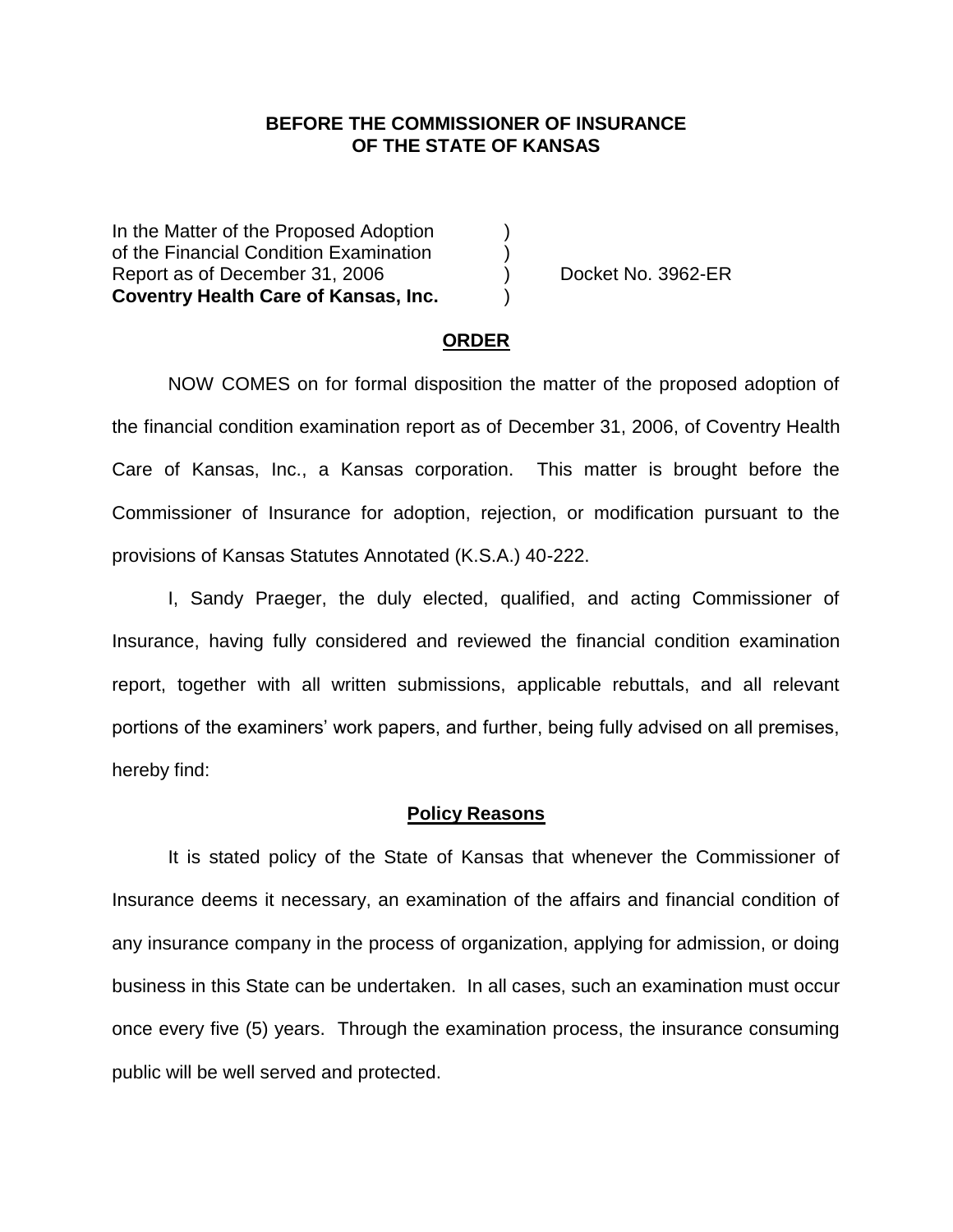**BEFORE THE COMMISSIONER OF INSURANCE**
**OF THE STATE OF KANSAS**

| | | |
|---|---|---|
| In the Matter of the Proposed Adoption | ) | |
| of the Financial Condition Examination | ) | |
| Report as of December 31, 2006 | ) | Docket No. 3962-ER |
| **Coventry Health Care of Kansas, Inc.** | ) | |

## ORDER

NOW COMES on for formal disposition the matter of the proposed adoption of the financial condition examination report as of December 31, 2006, of Coventry Health Care of Kansas, Inc., a Kansas corporation. This matter is brought before the Commissioner of Insurance for adoption, rejection, or modification pursuant to the provisions of Kansas Statutes Annotated (K.S.A.) 40-222.

I, Sandy Praeger, the duly elected, qualified, and acting Commissioner of Insurance, having fully considered and reviewed the financial condition examination report, together with all written submissions, applicable rebuttals, and all relevant portions of the examiners' work papers, and further, being fully advised on all premises, hereby find:

### Policy Reasons

It is stated policy of the State of Kansas that whenever the Commissioner of Insurance deems it necessary, an examination of the affairs and financial condition of any insurance company in the process of organization, applying for admission, or doing business in this State can be undertaken. In all cases, such an examination must occur once every five (5) years. Through the examination process, the insurance consuming public will be well served and protected.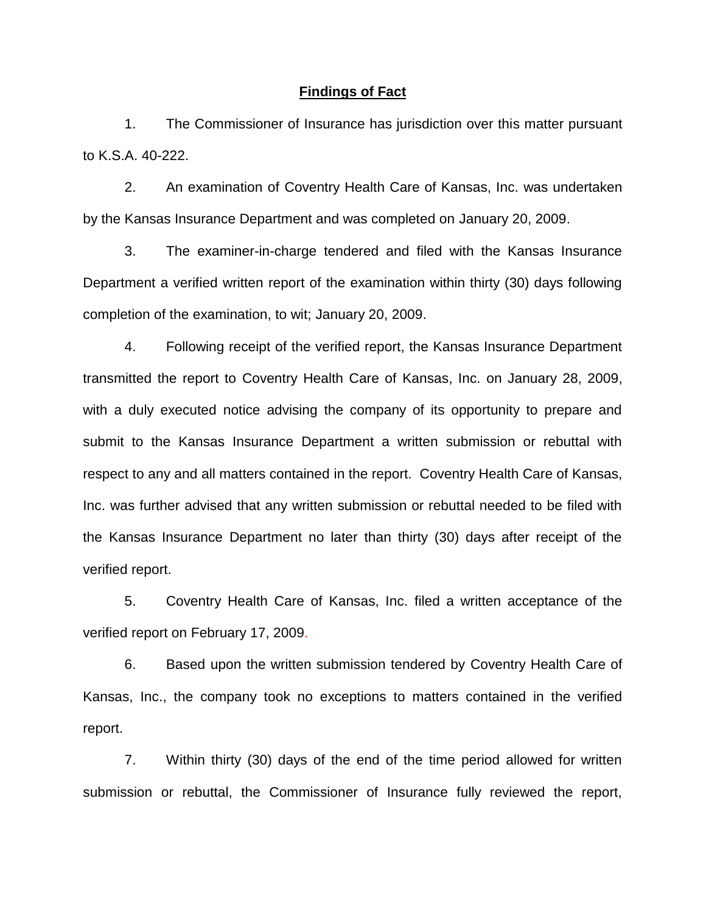## Findings of Fact

1. The Commissioner of Insurance has jurisdiction over this matter pursuant to K.S.A. 40-222.

2. An examination of Coventry Health Care of Kansas, Inc. was undertaken by the Kansas Insurance Department and was completed on January 20, 2009.

3. The examiner-in-charge tendered and filed with the Kansas Insurance Department a verified written report of the examination within thirty (30) days following completion of the examination, to wit; January 20, 2009.

4. Following receipt of the verified report, the Kansas Insurance Department transmitted the report to Coventry Health Care of Kansas, Inc. on January 28, 2009, with a duly executed notice advising the company of its opportunity to prepare and submit to the Kansas Insurance Department a written submission or rebuttal with respect to any and all matters contained in the report. Coventry Health Care of Kansas, Inc. was further advised that any written submission or rebuttal needed to be filed with the Kansas Insurance Department no later than thirty (30) days after receipt of the verified report.

5. Coventry Health Care of Kansas, Inc. filed a written acceptance of the verified report on February 17, 2009.

6. Based upon the written submission tendered by Coventry Health Care of Kansas, Inc., the company took no exceptions to matters contained in the verified report.

7. Within thirty (30) days of the end of the time period allowed for written submission or rebuttal, the Commissioner of Insurance fully reviewed the report,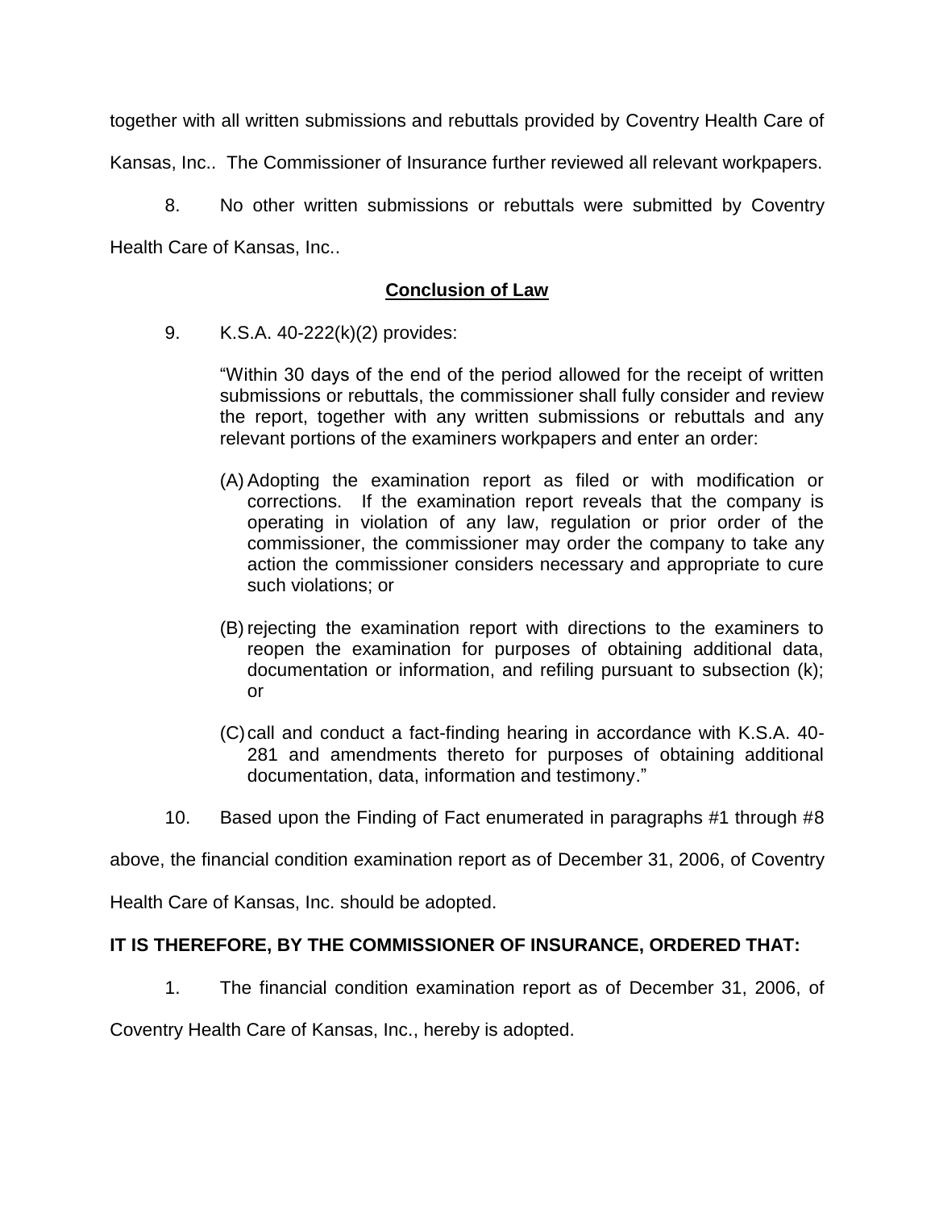together with all written submissions and rebuttals provided by Coventry Health Care of Kansas, Inc.. The Commissioner of Insurance further reviewed all relevant workpapers.

8. No other written submissions or rebuttals were submitted by Coventry Health Care of Kansas, Inc..

## Conclusion of Law

9. K.S.A. 40-222(k)(2) provides:

> "Within 30 days of the end of the period allowed for the receipt of written submissions or rebuttals, the commissioner shall fully consider and review the report, together with any written submissions or rebuttals and any relevant portions of the examiners workpapers and enter an order:
>
> (A) Adopting the examination report as filed or with modification or corrections. If the examination report reveals that the company is operating in violation of any law, regulation or prior order of the commissioner, the commissioner may order the company to take any action the commissioner considers necessary and appropriate to cure such violations; or
>
> (B) rejecting the examination report with directions to the examiners to reopen the examination for purposes of obtaining additional data, documentation or information, and refiling pursuant to subsection (k); or
>
> (C) call and conduct a fact-finding hearing in accordance with K.S.A. 40-281 and amendments thereto for purposes of obtaining additional documentation, data, information and testimony."

10. Based upon the Finding of Fact enumerated in paragraphs #1 through #8 above, the financial condition examination report as of December 31, 2006, of Coventry Health Care of Kansas, Inc. should be adopted.

**IT IS THEREFORE, BY THE COMMISSIONER OF INSURANCE, ORDERED THAT:**

1. The financial condition examination report as of December 31, 2006, of Coventry Health Care of Kansas, Inc., hereby is adopted.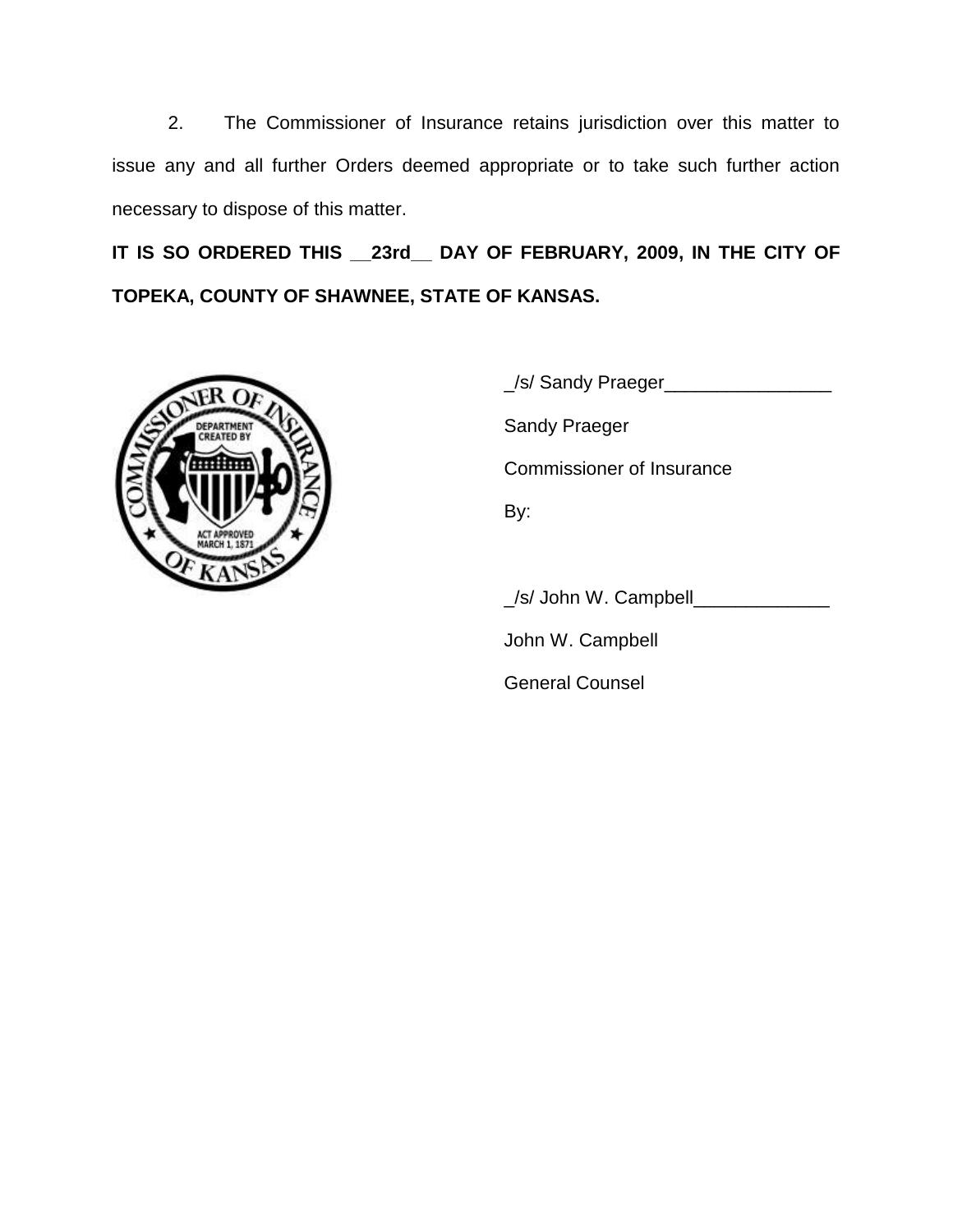2. The Commissioner of Insurance retains jurisdiction over this matter to issue any and all further Orders deemed appropriate or to take such further action necessary to dispose of this matter.

**IT IS SO ORDERED THIS __23rd__ DAY OF FEBRUARY, 2009, IN THE CITY OF TOPEKA, COUNTY OF SHAWNEE, STATE OF KANSAS.**

_/s/ Sandy Praeger________________

Sandy Praeger

Commissioner of Insurance

By:

_/s/ John W. Campbell_____________

John W. Campbell

General Counsel